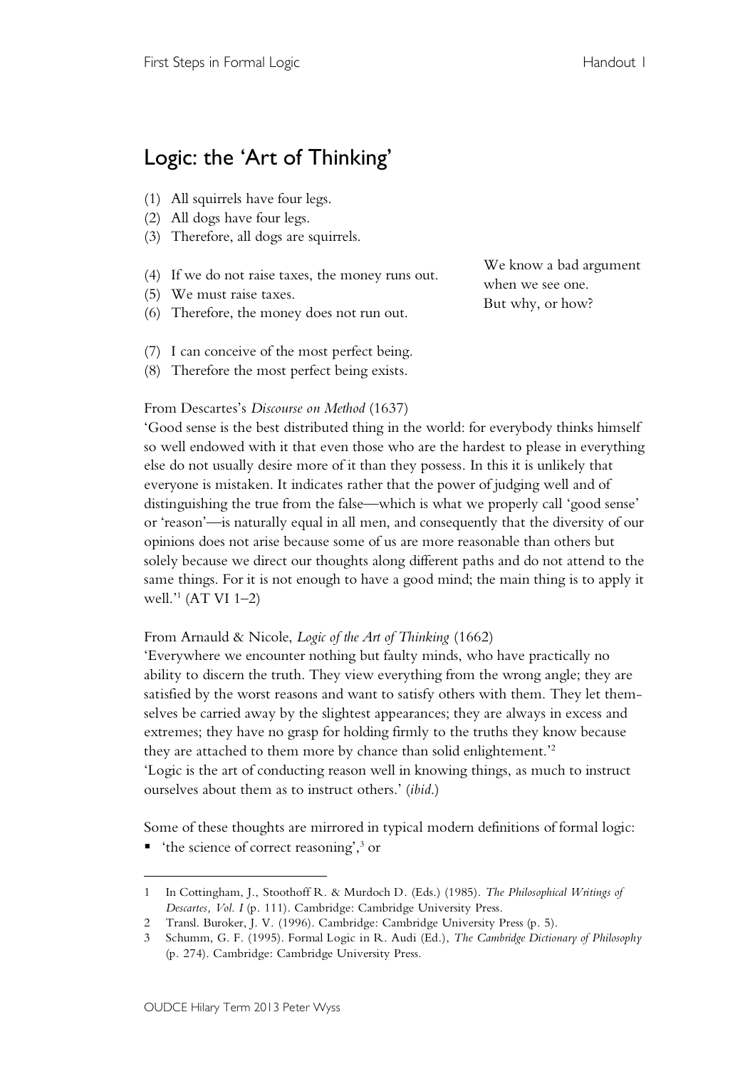# Logic: the 'Art of Thinking'

(1) All squirrels have four legs.
(2) All dogs have four legs.
(3) Therefore, all dogs are squirrels.

(4) If we do not raise taxes, the money runs out.
(5) We must raise taxes.
(6) Therefore, the money does not run out.

(7) I can conceive of the most perfect being.
(8) Therefore the most perfect being exists.

We know a bad argument when we see one.
But why, or how?

From Descartes's *Discourse on Method* (1637)
'Good sense is the best distributed thing in the world: for everybody thinks himself so well endowed with it that even those who are the hardest to please in everything else do not usually desire more of it than they possess. In this it is unlikely that everyone is mistaken. It indicates rather that the power of judging well and of distinguishing the true from the false—which is what we properly call 'good sense' or 'reason'—is naturally equal in all men, and consequently that the diversity of our opinions does not arise because some of us are more reasonable than others but solely because we direct our thoughts along different paths and do not attend to the same things. For it is not enough to have a good mind; the main thing is to apply it well.'[1] (AT VI 1–2)

From Arnauld & Nicole, *Logic of the Art of Thinking* (1662)
'Everywhere we encounter nothing but faulty minds, who have practically no ability to discern the truth. They view everything from the wrong angle; they are satisfied by the worst reasons and want to satisfy others with them. They let themselves be carried away by the slightest appearances; they are always in excess and extremes; they have no grasp for holding firmly to the truths they know because they are attached to them more by chance than solid enlightenement.'[2]
'Logic is the art of conducting reason well in knowing things, as much to instruct ourselves about them as to instruct others.' (*ibid.*)

Some of these thoughts are mirrored in typical modern definitions of formal logic:

- 'the science of correct reasoning',[3] or

---

1 In Cottingham, J., Stoothoff R. & Murdoch D. (Eds.) (1985). *The Philosophical Writings of Descartes, Vol. I* (p. 111). Cambridge: Cambridge University Press.

2 Transl. Buroker, J. V. (1996). Cambridge: Cambridge University Press (p. 5).

3 Schumm, G. F. (1995). Formal Logic in R. Audi (Ed.), *The Cambridge Dictionary of Philosophy* (p. 274). Cambridge: Cambridge University Press.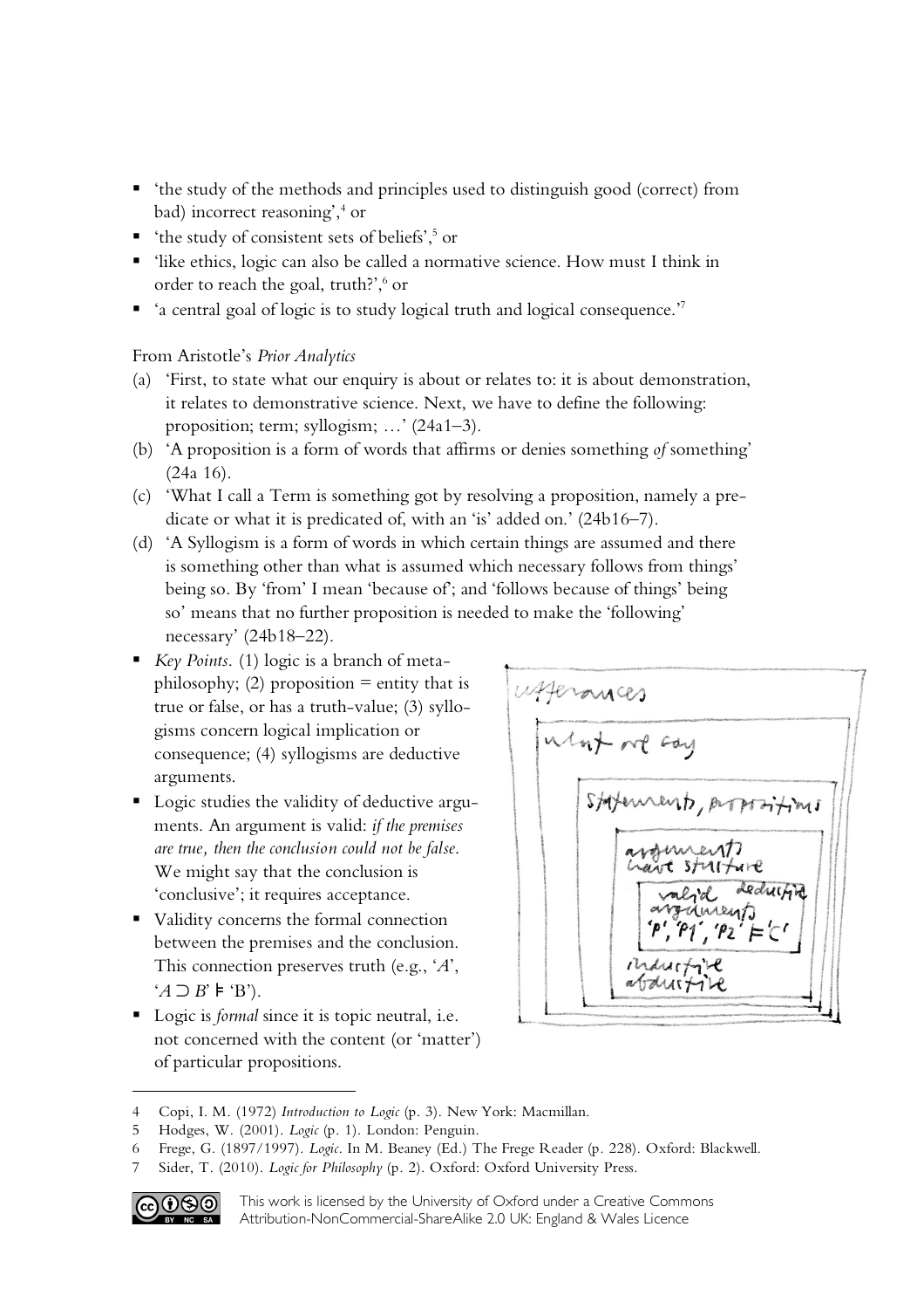- 'the study of the methods and principles used to distinguish good (correct) from bad) incorrect reasoning',[4] or
- 'the study of consistent sets of beliefs',[5] or
- 'like ethics, logic can also be called a normative science. How must I think in order to reach the goal, truth?',[6] or
- 'a central goal of logic is to study logical truth and logical consequence.'[7]

From Aristotle's *Prior Analytics*

(a) 'First, to state what our enquiry is about or relates to: it is about demonstration, it relates to demonstrative science. Next, we have to define the following: proposition; term; syllogism; …' (24a1–3).

(b) 'A proposition is a form of words that affirms or denies something *of* something' (24a 16).

(c) 'What I call a Term is something got by resolving a proposition, namely a predicate or what it is predicated of, with an 'is' added on.' (24b16–7).

(d) 'A Syllogism is a form of words in which certain things are assumed and there is something other than what is assumed which necessary follows from things' being so. By 'from' I mean 'because of'; and 'follows because of things' being so' means that no further proposition is needed to make the 'following' necessary' (24b18–22).

- *Key Points*. (1) logic is a branch of metaphilosophy; (2) proposition = entity that is true or false, or has a truth-value; (3) syllogisms concern logical implication or consequence; (4) syllogisms are deductive arguments.
- Logic studies the validity of deductive arguments. An argument is valid: *if the premises are true, then the conclusion could not be false.* We might say that the conclusion is 'conclusive'; it requires acceptance.
- Validity concerns the formal connection between the premises and the conclusion. This connection preserves truth (e.g., '$A$', '$A \supset B$' $\models$ 'B').
- Logic is *formal* since it is topic neutral, i.e. not concerned with the content (or 'matter') of particular propositions.

utterances

what we say

statements, propositions

arguments have structure

valid deductive arguments 'P', 'P1', 'P2' $\models$ 'C'

inductive abductive

---

4 Copi, I. M. (1972) *Introduction to Logic* (p. 3). New York: Macmillan.

5 Hodges, W. (2001). *Logic* (p. 1). London: Penguin.

6 Frege, G. (1897/1997). *Logic*. In M. Beaney (Ed.) The Frege Reader (p. 228). Oxford: Blackwell.

7 Sider, T. (2010). *Logic for Philosophy* (p. 2). Oxford: Oxford University Press.

This work is licensed by the University of Oxford under a Creative Commons Attribution-NonCommercial-ShareAlike 2.0 UK: England & Wales Licence